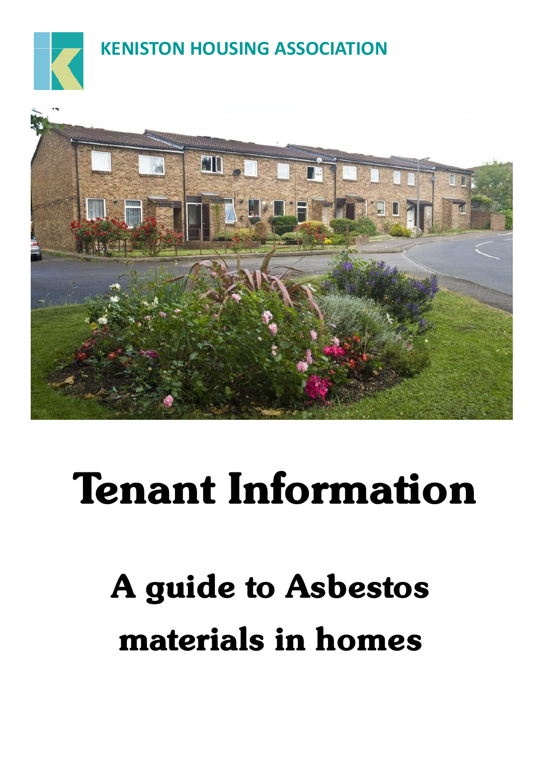KENISTON HOUSING ASSOCIATION

# Tenant Information

## A guide to Asbestos materials in homes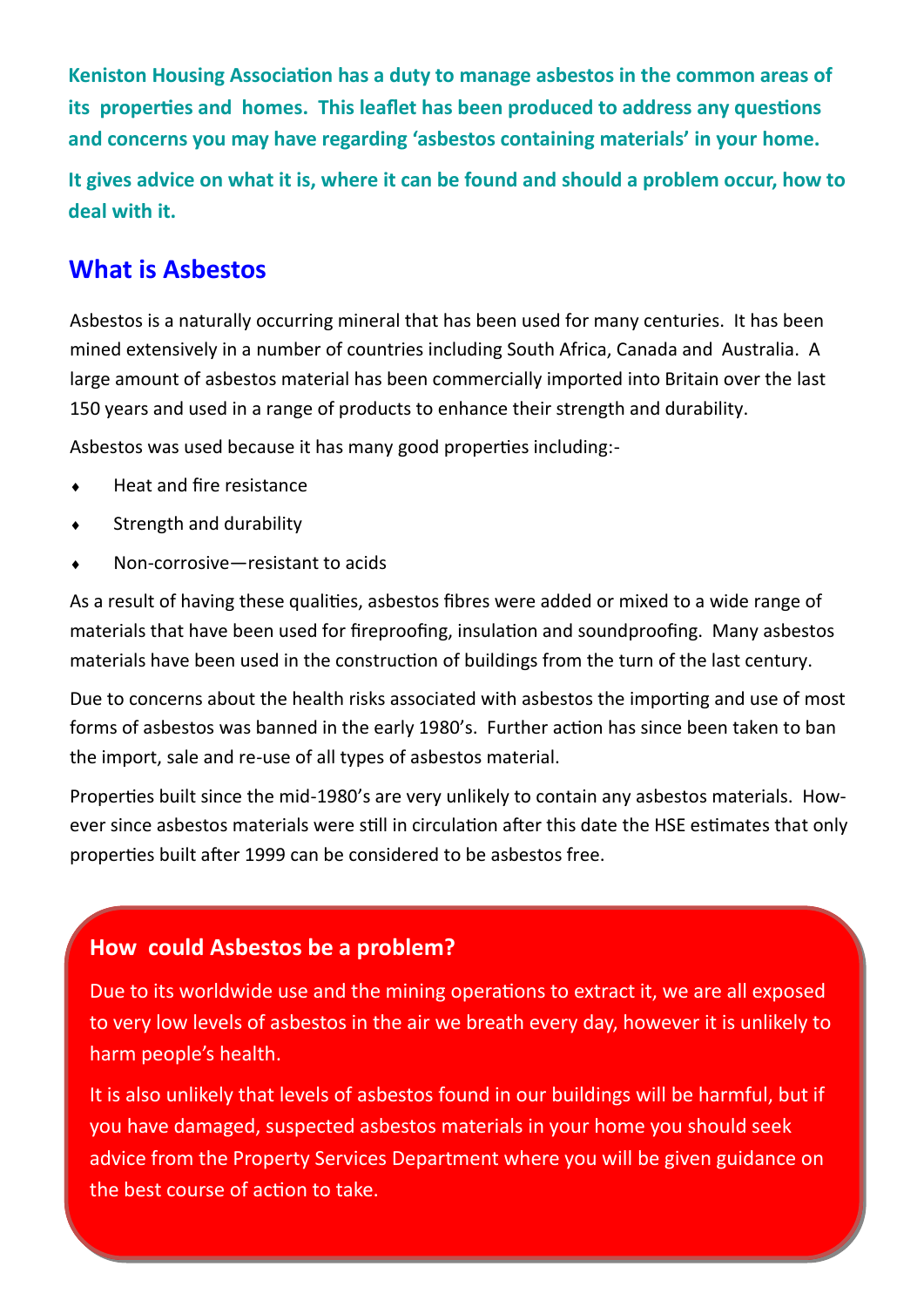**Keniston Housing Association has a duty to manage asbestos in the common areas of its properties and homes. This leaflet has been produced to address any questions and concerns you may have regarding 'asbestos containing materials' in your home.**

**It gives advice on what it is, where it can be found and should a problem occur, how to deal with it.**

## What is Asbestos

Asbestos is a naturally occurring mineral that has been used for many centuries. It has been mined extensively in a number of countries including South Africa, Canada and Australia. A large amount of asbestos material has been commercially imported into Britain over the last 150 years and used in a range of products to enhance their strength and durability.

Asbestos was used because it has many good properties including:-

- Heat and fire resistance
- Strength and durability
- Non-corrosive—resistant to acids

As a result of having these qualities, asbestos fibres were added or mixed to a wide range of materials that have been used for fireproofing, insulation and soundproofing. Many asbestos materials have been used in the construction of buildings from the turn of the last century.

Due to concerns about the health risks associated with asbestos the importing and use of most forms of asbestos was banned in the early 1980's. Further action has since been taken to ban the import, sale and re-use of all types of asbestos material.

Properties built since the mid-1980's are very unlikely to contain any asbestos materials. However since asbestos materials were still in circulation after this date the HSE estimates that only properties built after 1999 can be considered to be asbestos free.

### How could Asbestos be a problem?

Due to its worldwide use and the mining operations to extract it, we are all exposed to very low levels of asbestos in the air we breath every day, however it is unlikely to harm people's health.

It is also unlikely that levels of asbestos found in our buildings will be harmful, but if you have damaged, suspected asbestos materials in your home you should seek advice from the Property Services Department where you will be given guidance on the best course of action to take.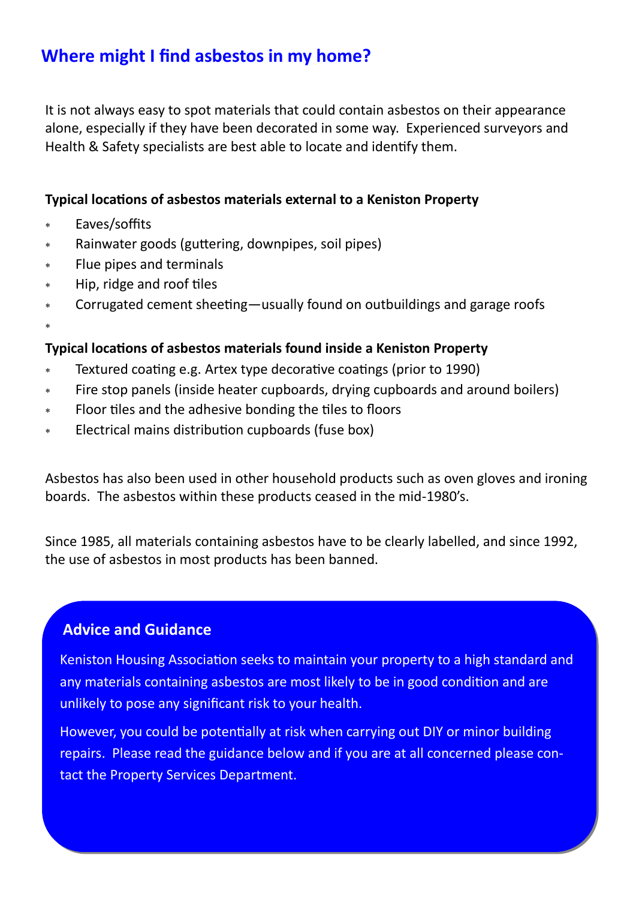## Where might I find asbestos in my home?

It is not always easy to spot materials that could contain asbestos on their appearance alone, especially if they have been decorated in some way. Experienced surveyors and Health & Safety specialists are best able to locate and identify them.

**Typical locations of asbestos materials external to a Keniston Property**

- Eaves/soffits
- Rainwater goods (guttering, downpipes, soil pipes)
- Flue pipes and terminals
- Hip, ridge and roof tiles
- Corrugated cement sheeting—usually found on outbuildings and garage roofs

**Typical locations of asbestos materials found inside a Keniston Property**

- Textured coating e.g. Artex type decorative coatings (prior to 1990)
- Fire stop panels (inside heater cupboards, drying cupboards and around boilers)
- Floor tiles and the adhesive bonding the tiles to floors
- Electrical mains distribution cupboards (fuse box)

Asbestos has also been used in other household products such as oven gloves and ironing boards. The asbestos within these products ceased in the mid-1980's.

Since 1985, all materials containing asbestos have to be clearly labelled, and since 1992, the use of asbestos in most products has been banned.

### Advice and Guidance

Keniston Housing Association seeks to maintain your property to a high standard and any materials containing asbestos are most likely to be in good condition and are unlikely to pose any significant risk to your health.

However, you could be potentially at risk when carrying out DIY or minor building repairs. Please read the guidance below and if you are at all concerned please contact the Property Services Department.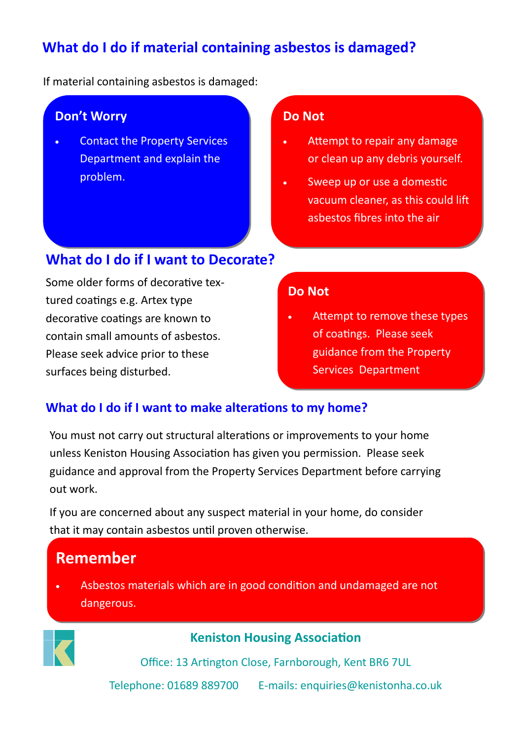## What do I do if material containing asbestos is damaged?

If material containing asbestos is damaged:

### Don't Worry

- Contact the Property Services Department and explain the problem.

### Do Not

- Attempt to repair any damage or clean up any debris yourself.
- Sweep up or use a domestic vacuum cleaner, as this could lift asbestos fibres into the air

## What do I do if I want to Decorate?

Some older forms of decorative textured coatings e.g. Artex type decorative coatings are known to contain small amounts of asbestos. Please seek advice prior to these surfaces being disturbed.

### Do Not

- Attempt to remove these types of coatings. Please seek guidance from the Property Services Department

## What do I do if I want to make alterations to my home?

You must not carry out structural alterations or improvements to your home unless Keniston Housing Association has given you permission. Please seek guidance and approval from the Property Services Department before carrying out work.

If you are concerned about any suspect material in your home, do consider that it may contain asbestos until proven otherwise.

### Remember

- Asbestos materials which are in good condition and undamaged are not dangerous.

**Keniston Housing Association**

Office: 13 Artington Close, Farnborough, Kent BR6 7UL

Telephone: 01689 889700 E-mails: enquiries@kenistonha.co.uk